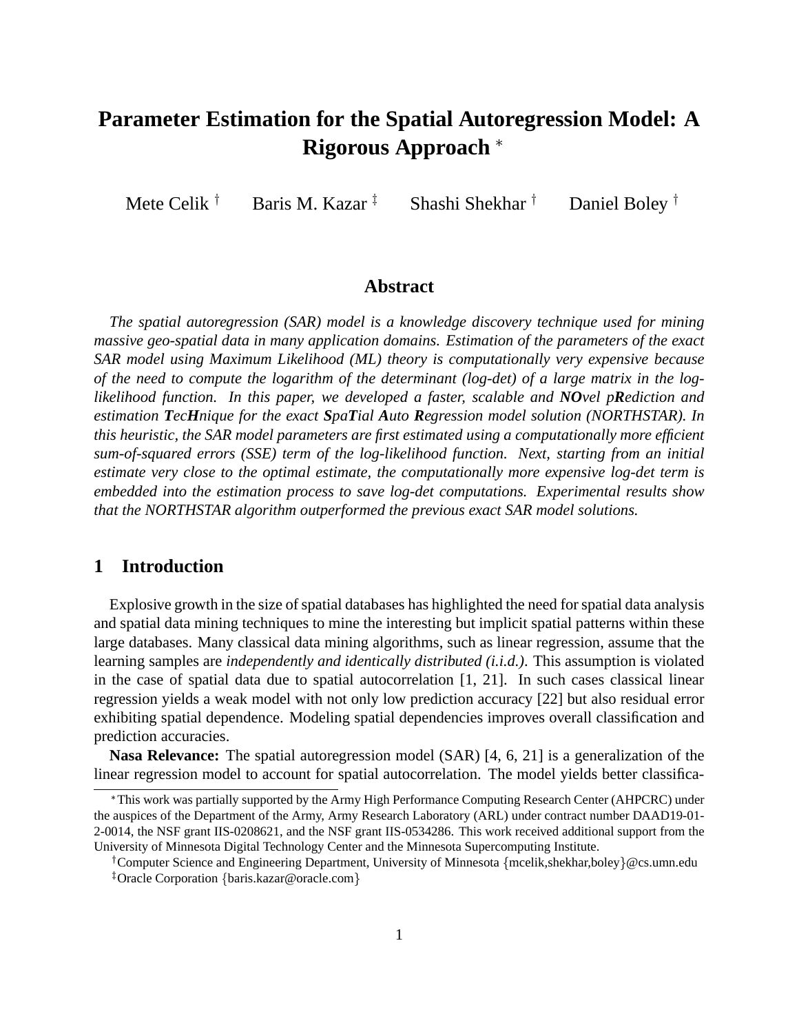# Parameter Estimation for the Spatial Autoregression Model: A Rigorous Approach *

Mete Celik † Baris M. Kazar ‡ Shashi Shekhar † Daniel Boley †

## Abstract

*The spatial autoregression (SAR) model is a knowledge discovery technique used for mining massive geo-spatial data in many application domains. Estimation of the parameters of the exact SAR model using Maximum Likelihood (ML) theory is computationally very expensive because of the need to compute the logarithm of the determinant (log-det) of a large matrix in the log-likelihood function. In this paper, we developed a faster, scalable and **NO**vel p**R**ediction and estimation **T**ec**H**nique for the exact **S**pa**T**ial **A**uto **R**egression model solution (NORTHSTAR). In this heuristic, the SAR model parameters are first estimated using a computationally more efficient sum-of-squared errors (SSE) term of the log-likelihood function. Next, starting from an initial estimate very close to the optimal estimate, the computationally more expensive log-det term is embedded into the estimation process to save log-det computations. Experimental results show that the NORTHSTAR algorithm outperformed the previous exact SAR model solutions.*

## 1 Introduction

Explosive growth in the size of spatial databases has highlighted the need for spatial data analysis and spatial data mining techniques to mine the interesting but implicit spatial patterns within these large databases. Many classical data mining algorithms, such as linear regression, assume that the learning samples are *independently and identically distributed (i.i.d.)*. This assumption is violated in the case of spatial data due to spatial autocorrelation [1, 21]. In such cases classical linear regression yields a weak model with not only low prediction accuracy [22] but also residual error exhibiting spatial dependence. Modeling spatial dependencies improves overall classification and prediction accuracies.

**Nasa Relevance:** The spatial autoregression model (SAR) [4, 6, 21] is a generalization of the linear regression model to account for spatial autocorrelation. The model yields better classifica-

---

* This work was partially supported by the Army High Performance Computing Research Center (AHPCRC) under the auspices of the Department of the Army, Army Research Laboratory (ARL) under contract number DAAD19-01-2-0014, the NSF grant IIS-0208621, and the NSF grant IIS-0534286. This work received additional support from the University of Minnesota Digital Technology Center and the Minnesota Supercomputing Institute.

† Computer Science and Engineering Department, University of Minnesota {mcelik,shekhar,boley}@cs.umn.edu

‡ Oracle Corporation {baris.kazar@oracle.com}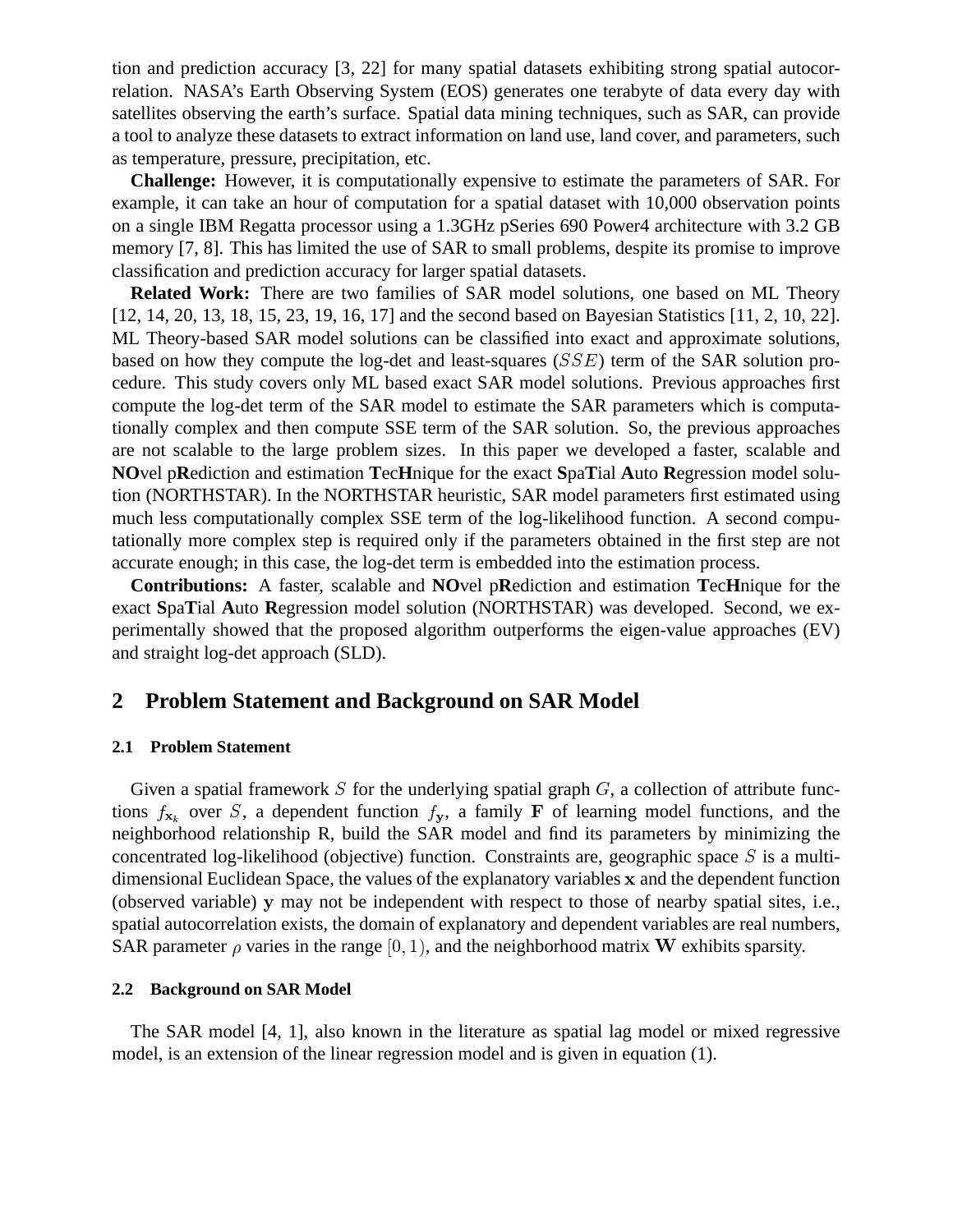tion and prediction accuracy [3, 22] for many spatial datasets exhibiting strong spatial autocorrelation. NASA's Earth Observing System (EOS) generates one terabyte of data every day with satellites observing the earth's surface. Spatial data mining techniques, such as SAR, can provide a tool to analyze these datasets to extract information on land use, land cover, and parameters, such as temperature, pressure, precipitation, etc.

**Challenge:** However, it is computationally expensive to estimate the parameters of SAR. For example, it can take an hour of computation for a spatial dataset with 10,000 observation points on a single IBM Regatta processor using a 1.3GHz pSeries 690 Power4 architecture with 3.2 GB memory [7, 8]. This has limited the use of SAR to small problems, despite its promise to improve classification and prediction accuracy for larger spatial datasets.

**Related Work:** There are two families of SAR model solutions, one based on ML Theory [12, 14, 20, 13, 18, 15, 23, 19, 16, 17] and the second based on Bayesian Statistics [11, 2, 10, 22]. ML Theory-based SAR model solutions can be classified into exact and approximate solutions, based on how they compute the log-det and least-squares ($SSE$) term of the SAR solution procedure. This study covers only ML based exact SAR model solutions. Previous approaches first compute the log-det term of the SAR model to estimate the SAR parameters which is computationally complex and then compute SSE term of the SAR solution. So, the previous approaches are not scalable to the large problem sizes. In this paper we developed a faster, scalable and **NO**vel p**R**ediction and estimation **T**ec**H**nique for the exact **S**pa**T**ial **A**uto **R**egression model solution (NORTHSTAR). In the NORTHSTAR heuristic, SAR model parameters first estimated using much less computationally complex SSE term of the log-likelihood function. A second computationally more complex step is required only if the parameters obtained in the first step are not accurate enough; in this case, the log-det term is embedded into the estimation process.

**Contributions:** A faster, scalable and **NO**vel p**R**ediction and estimation **T**ec**H**nique for the exact **S**pa**T**ial **A**uto **R**egression model solution (NORTHSTAR) was developed. Second, we experimentally showed that the proposed algorithm outperforms the eigen-value approaches (EV) and straight log-det approach (SLD).

## 2 Problem Statement and Background on SAR Model

### 2.1 Problem Statement

Given a spatial framework $S$ for the underlying spatial graph $G$, a collection of attribute functions $f_{\mathbf{x}_k}$ over $S$, a dependent function $f_{\mathbf{y}}$, a family $\mathbf{F}$ of learning model functions, and the neighborhood relationship R, build the SAR model and find its parameters by minimizing the concentrated log-likelihood (objective) function. Constraints are, geographic space $S$ is a multi-dimensional Euclidean Space, the values of the explanatory variables $\mathbf{x}$ and the dependent function (observed variable) $\mathbf{y}$ may not be independent with respect to those of nearby spatial sites, i.e., spatial autocorrelation exists, the domain of explanatory and dependent variables are real numbers, SAR parameter $\rho$ varies in the range $[0, 1)$, and the neighborhood matrix $\mathbf{W}$ exhibits sparsity.

### 2.2 Background on SAR Model

The SAR model [4, 1], also known in the literature as spatial lag model or mixed regressive model, is an extension of the linear regression model and is given in equation (1).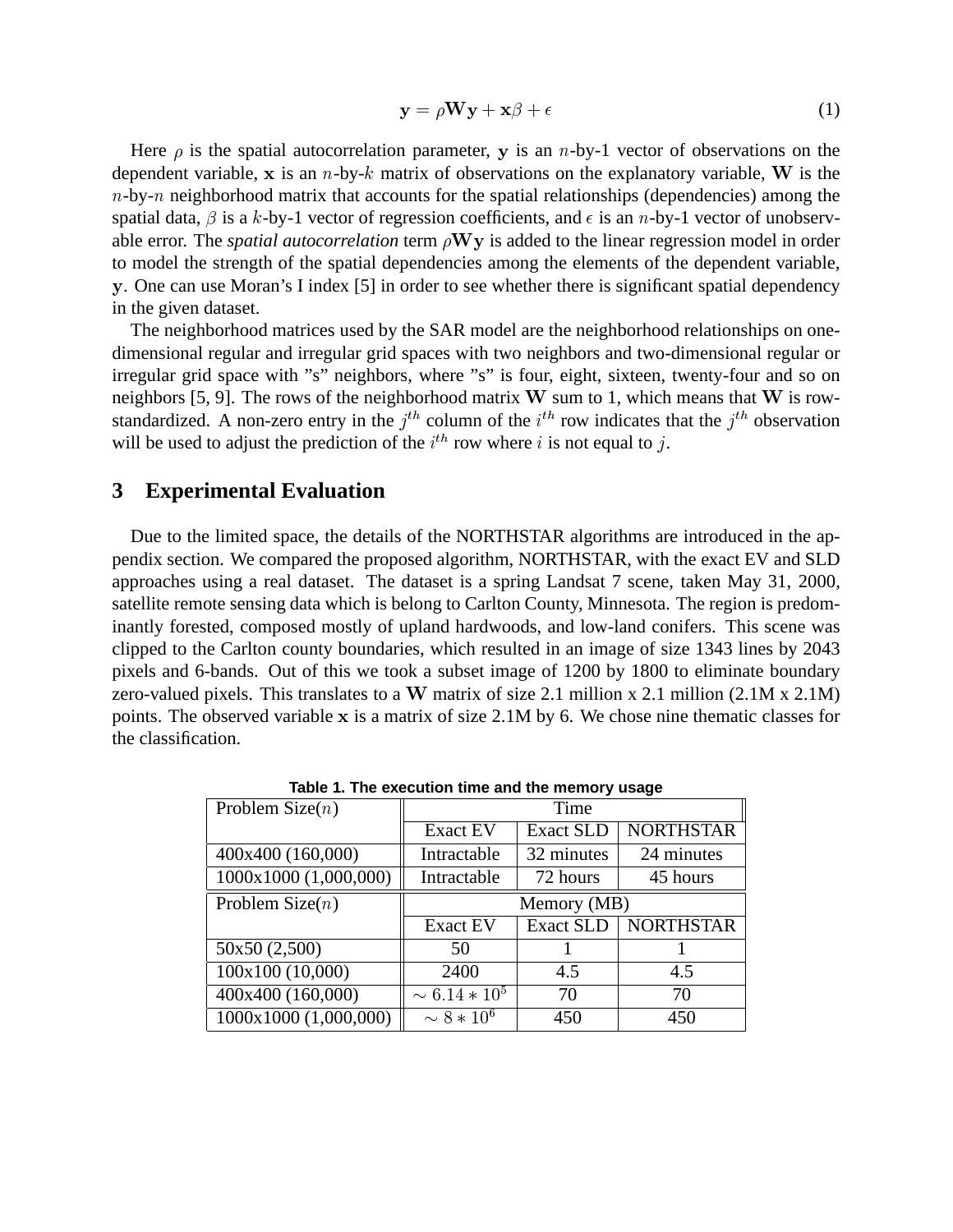$$\mathbf{y} = \rho \mathbf{W} \mathbf{y} + \mathbf{x}\beta + \epsilon \tag{1}$$

Here $\rho$ is the spatial autocorrelation parameter, $\mathbf{y}$ is an $n$-by-1 vector of observations on the dependent variable, $\mathbf{x}$ is an $n$-by-$k$ matrix of observations on the explanatory variable, $\mathbf{W}$ is the $n$-by-$n$ neighborhood matrix that accounts for the spatial relationships (dependencies) among the spatial data, $\beta$ is a $k$-by-1 vector of regression coefficients, and $\epsilon$ is an $n$-by-1 vector of unobservable error. The *spatial autocorrelation* term $\rho\mathbf{W}\mathbf{y}$ is added to the linear regression model in order to model the strength of the spatial dependencies among the elements of the dependent variable, $\mathbf{y}$. One can use Moran's I index [5] in order to see whether there is significant spatial dependency in the given dataset.

The neighborhood matrices used by the SAR model are the neighborhood relationships on one-dimensional regular and irregular grid spaces with two neighbors and two-dimensional regular or irregular grid space with "s" neighbors, where "s" is four, eight, sixteen, twenty-four and so on neighbors [5, 9]. The rows of the neighborhood matrix $\mathbf{W}$ sum to 1, which means that $\mathbf{W}$ is row-standardized. A non-zero entry in the $j^{th}$ column of the $i^{th}$ row indicates that the $j^{th}$ observation will be used to adjust the prediction of the $i^{th}$ row where $i$ is not equal to $j$.

## 3 Experimental Evaluation

Due to the limited space, the details of the NORTHSTAR algorithms are introduced in the appendix section. We compared the proposed algorithm, NORTHSTAR, with the exact EV and SLD approaches using a real dataset. The dataset is a spring Landsat 7 scene, taken May 31, 2000, satellite remote sensing data which is belong to Carlton County, Minnesota. The region is predominantly forested, composed mostly of upland hardwoods, and low-land conifers. This scene was clipped to the Carlton county boundaries, which resulted in an image of size 1343 lines by 2043 pixels and 6-bands. Out of this we took a subset image of 1200 by 1800 to eliminate boundary zero-valued pixels. This translates to a $\mathbf{W}$ matrix of size 2.1 million x 2.1 million (2.1M x 2.1M) points. The observed variable $\mathbf{x}$ is a matrix of size 2.1M by 6. We chose nine thematic classes for the classification.

**Table 1. The execution time and the memory usage**

| Problem Size($n$) | Time | | |
|---|---|---|---|
| | Exact EV | Exact SLD | NORTHSTAR |
| 400x400 (160,000) | Intractable | 32 minutes | 24 minutes |
| 1000x1000 (1,000,000) | Intractable | 72 hours | 45 hours |
| **Problem Size($n$)** | **Memory (MB)** | | |
| | Exact EV | Exact SLD | NORTHSTAR |
| 50x50 (2,500) | 50 | 1 | 1 |
| 100x100 (10,000) | 2400 | 4.5 | 4.5 |
| 400x400 (160,000) | $\sim 6.14 * 10^5$ | 70 | 70 |
| 1000x1000 (1,000,000) | $\sim 8 * 10^6$ | 450 | 450 |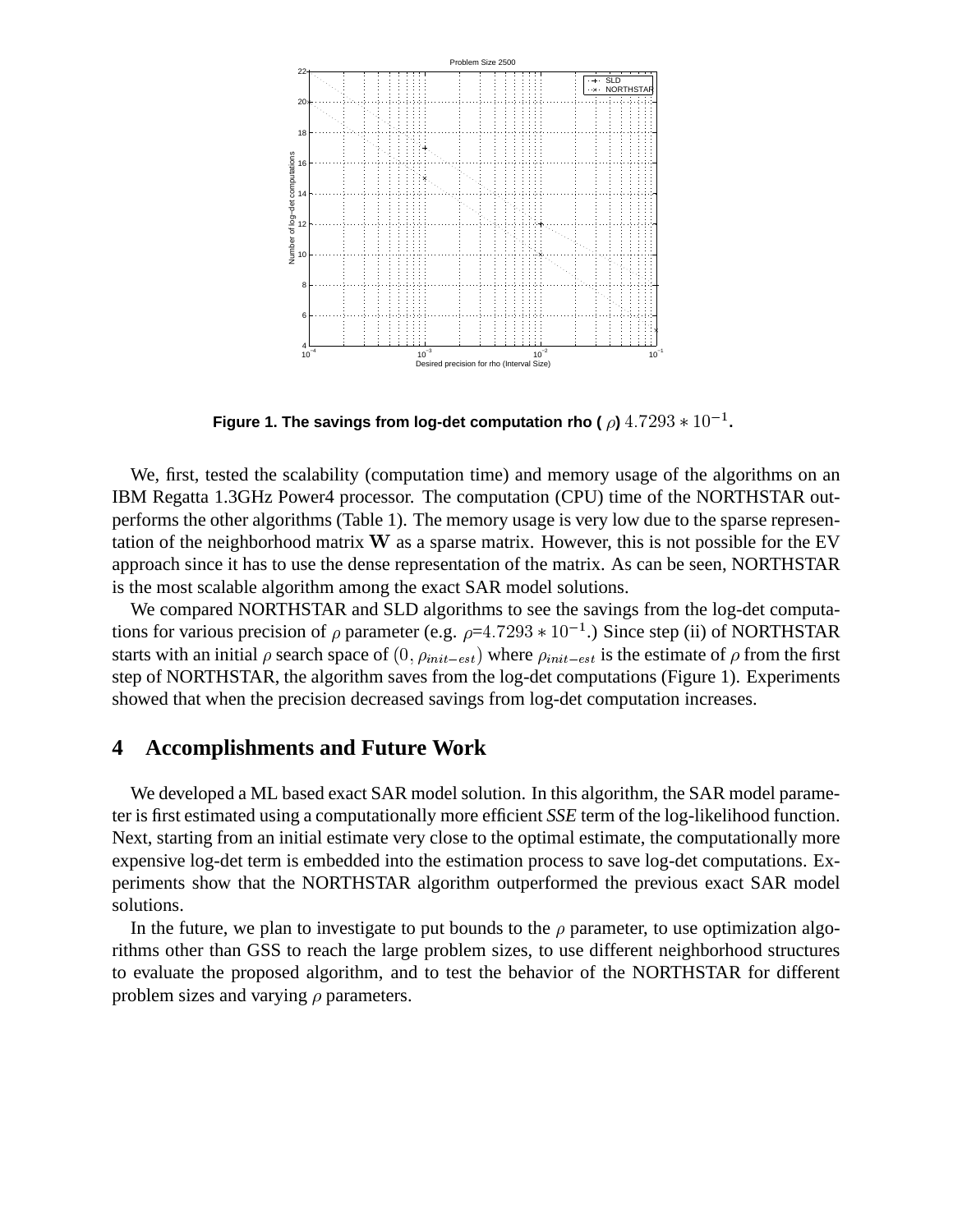**Figure 1. The savings from log-det computation rho ( $\rho$) $4.7293 * 10^{-1}$.**

We, first, tested the scalability (computation time) and memory usage of the algorithms on an IBM Regatta 1.3GHz Power4 processor. The computation (CPU) time of the NORTHSTAR outperforms the other algorithms (Table 1). The memory usage is very low due to the sparse representation of the neighborhood matrix $\mathbf{W}$ as a sparse matrix. However, this is not possible for the EV approach since it has to use the dense representation of the matrix. As can be seen, NORTHSTAR is the most scalable algorithm among the exact SAR model solutions.

We compared NORTHSTAR and SLD algorithms to see the savings from the log-det computations for various precision of $\rho$ parameter (e.g. $\rho$=$4.7293 * 10^{-1}$.) Since step (ii) of NORTHSTAR starts with an initial $\rho$ search space of $(0, \rho_{init-est})$ where $\rho_{init-est}$ is the estimate of $\rho$ from the first step of NORTHSTAR, the algorithm saves from the log-det computations (Figure 1). Experiments showed that when the precision decreased savings from log-det computation increases.

## 4 Accomplishments and Future Work

We developed a ML based exact SAR model solution. In this algorithm, the SAR model parameter is first estimated using a computationally more efficient *SSE* term of the log-likelihood function. Next, starting from an initial estimate very close to the optimal estimate, the computationally more expensive log-det term is embedded into the estimation process to save log-det computations. Experiments show that the NORTHSTAR algorithm outperformed the previous exact SAR model solutions.

In the future, we plan to investigate to put bounds to the $\rho$ parameter, to use optimization algorithms other than GSS to reach the large problem sizes, to use different neighborhood structures to evaluate the proposed algorithm, and to test the behavior of the NORTHSTAR for different problem sizes and varying $\rho$ parameters.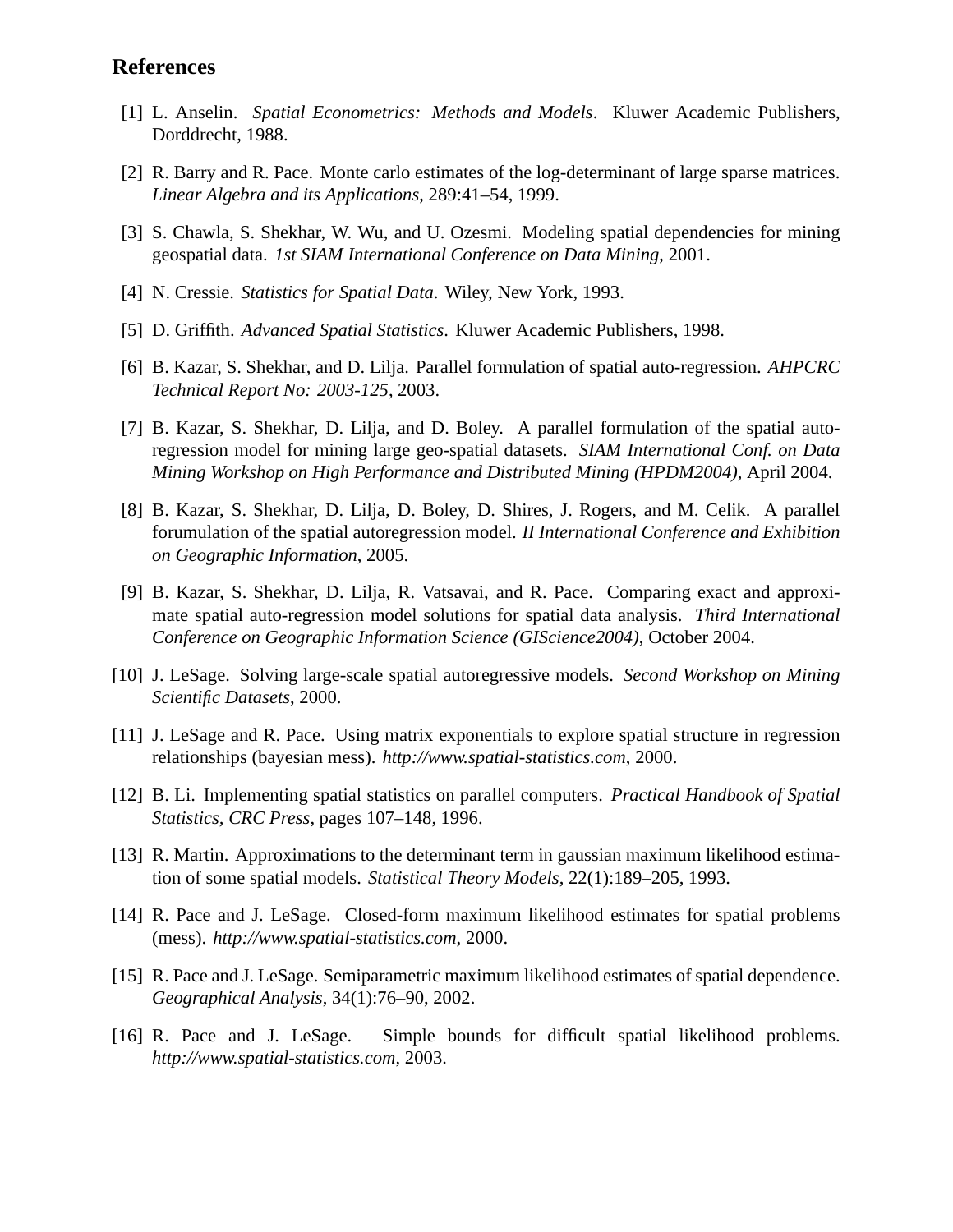## References

[1] L. Anselin. *Spatial Econometrics: Methods and Models*. Kluwer Academic Publishers, Dorddrecht, 1988.

[2] R. Barry and R. Pace. Monte carlo estimates of the log-determinant of large sparse matrices. *Linear Algebra and its Applications*, 289:41–54, 1999.

[3] S. Chawla, S. Shekhar, W. Wu, and U. Ozesmi. Modeling spatial dependencies for mining geospatial data. *1st SIAM International Conference on Data Mining*, 2001.

[4] N. Cressie. *Statistics for Spatial Data*. Wiley, New York, 1993.

[5] D. Griffith. *Advanced Spatial Statistics*. Kluwer Academic Publishers, 1998.

[6] B. Kazar, S. Shekhar, and D. Lilja. Parallel formulation of spatial auto-regression. *AHPCRC Technical Report No: 2003-125*, 2003.

[7] B. Kazar, S. Shekhar, D. Lilja, and D. Boley. A parallel formulation of the spatial auto-regression model for mining large geo-spatial datasets. *SIAM International Conf. on Data Mining Workshop on High Performance and Distributed Mining (HPDM2004)*, April 2004.

[8] B. Kazar, S. Shekhar, D. Lilja, D. Boley, D. Shires, J. Rogers, and M. Celik. A parallel forumulation of the spatial autoregression model. *II International Conference and Exhibition on Geographic Information*, 2005.

[9] B. Kazar, S. Shekhar, D. Lilja, R. Vatsavai, and R. Pace. Comparing exact and approximate spatial auto-regression model solutions for spatial data analysis. *Third International Conference on Geographic Information Science (GIScience2004)*, October 2004.

[10] J. LeSage. Solving large-scale spatial autoregressive models. *Second Workshop on Mining Scientific Datasets*, 2000.

[11] J. LeSage and R. Pace. Using matrix exponentials to explore spatial structure in regression relationships (bayesian mess). *http://www.spatial-statistics.com*, 2000.

[12] B. Li. Implementing spatial statistics on parallel computers. *Practical Handbook of Spatial Statistics, CRC Press*, pages 107–148, 1996.

[13] R. Martin. Approximations to the determinant term in gaussian maximum likelihood estimation of some spatial models. *Statistical Theory Models*, 22(1):189–205, 1993.

[14] R. Pace and J. LeSage. Closed-form maximum likelihood estimates for spatial problems (mess). *http://www.spatial-statistics.com*, 2000.

[15] R. Pace and J. LeSage. Semiparametric maximum likelihood estimates of spatial dependence. *Geographical Analysis*, 34(1):76–90, 2002.

[16] R. Pace and J. LeSage. Simple bounds for difficult spatial likelihood problems. *http://www.spatial-statistics.com*, 2003.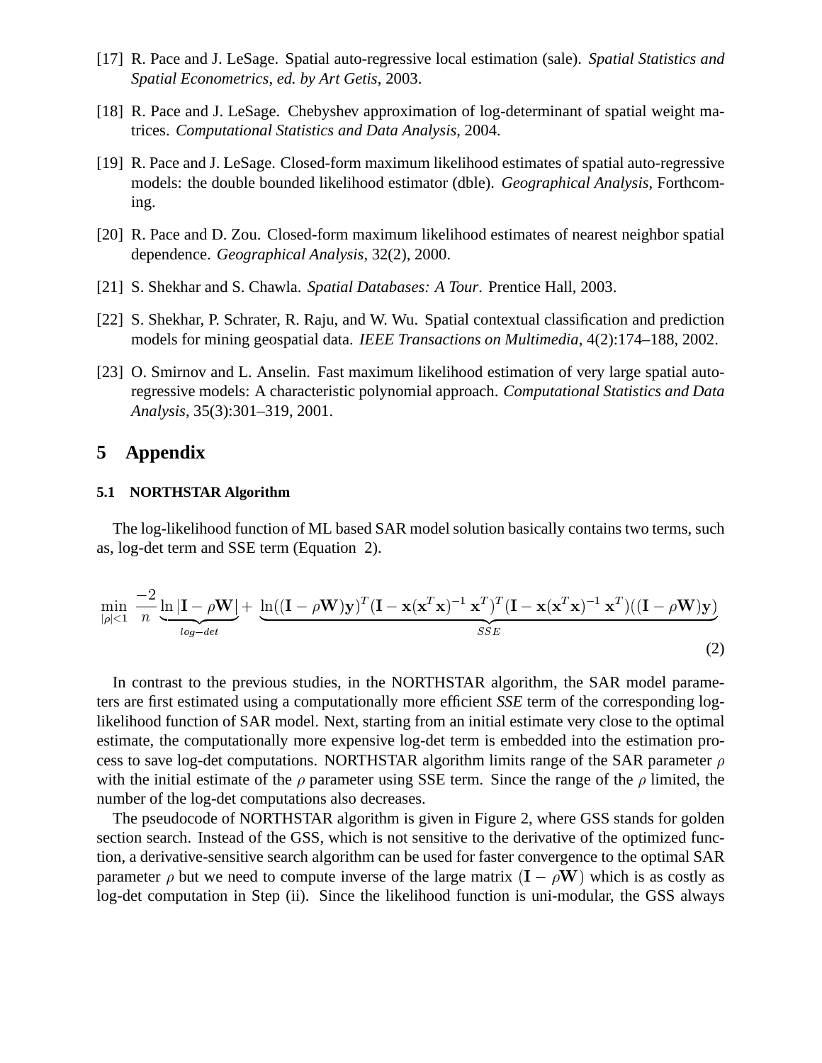[17] R. Pace and J. LeSage. Spatial auto-regressive local estimation (sale). *Spatial Statistics and Spatial Econometrics, ed. by Art Getis*, 2003.

[18] R. Pace and J. LeSage. Chebyshev approximation of log-determinant of spatial weight matrices. *Computational Statistics and Data Analysis*, 2004.

[19] R. Pace and J. LeSage. Closed-form maximum likelihood estimates of spatial auto-regressive models: the double bounded likelihood estimator (dble). *Geographical Analysis*, Forthcoming.

[20] R. Pace and D. Zou. Closed-form maximum likelihood estimates of nearest neighbor spatial dependence. *Geographical Analysis*, 32(2), 2000.

[21] S. Shekhar and S. Chawla. *Spatial Databases: A Tour*. Prentice Hall, 2003.

[22] S. Shekhar, P. Schrater, R. Raju, and W. Wu. Spatial contextual classification and prediction models for mining geospatial data. *IEEE Transactions on Multimedia*, 4(2):174–188, 2002.

[23] O. Smirnov and L. Anselin. Fast maximum likelihood estimation of very large spatial autoregressive models: A characteristic polynomial approach. *Computational Statistics and Data Analysis*, 35(3):301–319, 2001.

# 5 Appendix

### 5.1 NORTHSTAR Algorithm

The log-likelihood function of ML based SAR model solution basically contains two terms, such as, log-det term and SSE term (Equation 2).

$$\min_{|\rho|<1} \frac{-2}{n} \underbrace{\ln |\mathbf{I} - \rho \mathbf{W}|}_{log-det} + \underbrace{\ln((\mathbf{I} - \rho \mathbf{W})\mathbf{y})^T (\mathbf{I} - \mathbf{x}(\mathbf{x}^T\mathbf{x})^{-1}\, \mathbf{x}^T)^T (\mathbf{I} - \mathbf{x}(\mathbf{x}^T\mathbf{x})^{-1}\, \mathbf{x}^T)((\mathbf{I} - \rho \mathbf{W})\mathbf{y})}_{SSE} \tag{2}$$

In contrast to the previous studies, in the NORTHSTAR algorithm, the SAR model parameters are first estimated using a computationally more efficient *SSE* term of the corresponding log-likelihood function of SAR model. Next, starting from an initial estimate very close to the optimal estimate, the computationally more expensive log-det term is embedded into the estimation process to save log-det computations. NORTHSTAR algorithm limits range of the SAR parameter $\rho$ with the initial estimate of the $\rho$ parameter using SSE term. Since the range of the $\rho$ limited, the number of the log-det computations also decreases.

The pseudocode of NORTHSTAR algorithm is given in Figure 2, where GSS stands for golden section search. Instead of the GSS, which is not sensitive to the derivative of the optimized function, a derivative-sensitive search algorithm can be used for faster convergence to the optimal SAR parameter $\rho$ but we need to compute inverse of the large matrix $(\mathbf{I} - \rho\mathbf{W})$ which is as costly as log-det computation in Step (ii). Since the likelihood function is uni-modular, the GSS always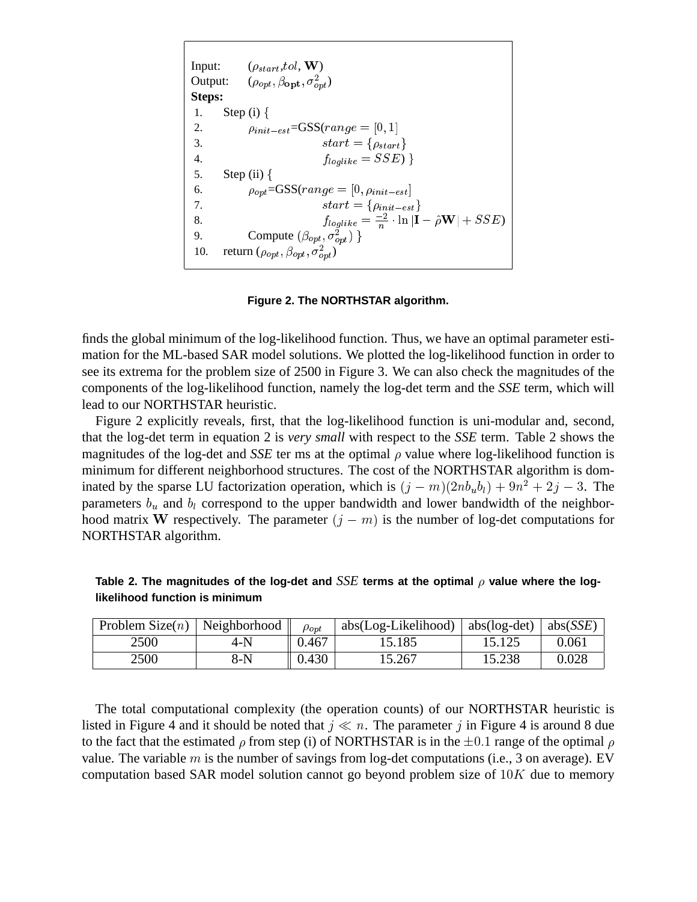```
Input:    (ρ_start, tol, W)
Output:   (ρ_opt, β_opt, σ²_opt)
Steps:
 1.   Step (i) {
 2.        ρ_init-est=GSS(range = [0, 1]
 3.                      start = {ρ_start}
 4.                      f_loglike = SSE) }
 5.   Step (ii) {
 6.        ρ_opt=GSS(range = [0, ρ_init-est]
 7.                      start = {ρ_init-est}
 8.                      f_loglike = (-2/n) · ln |I − ρ̂W| + SSE)
 9.        Compute (β_opt, σ²_opt) }
10.   return (ρ_opt, β_opt, σ²_opt)
```

**Figure 2. The NORTHSTAR algorithm.**

finds the global minimum of the log-likelihood function. Thus, we have an optimal parameter estimation for the ML-based SAR model solutions. We plotted the log-likelihood function in order to see its extrema for the problem size of 2500 in Figure 3. We can also check the magnitudes of the components of the log-likelihood function, namely the log-det term and the *SSE* term, which will lead to our NORTHSTAR heuristic.

Figure 2 explicitly reveals, first, that the log-likelihood function is uni-modular and, second, that the log-det term in equation 2 is *very small* with respect to the *SSE* term. Table 2 shows the magnitudes of the log-det and *SSE* ter ms at the optimal $\rho$ value where log-likelihood function is minimum for different neighborhood structures. The cost of the NORTHSTAR algorithm is dominated by the sparse LU factorization operation, which is $(j-m)(2nb_ub_l) + 9n^2 + 2j - 3$. The parameters $b_u$ and $b_l$ correspond to the upper bandwidth and lower bandwidth of the neighborhood matrix $\mathbf{W}$ respectively. The parameter $(j-m)$ is the number of log-det computations for NORTHSTAR algorithm.

**Table 2. The magnitudes of the log-det and $SSE$ terms at the optimal $\rho$ value where the log-likelihood function is minimum**

| Problem Size($n$) | Neighborhood | $\rho_{opt}$ | abs(Log-Likelihood) | abs(log-det) | abs(*SSE*) |
|---|---|---|---|---|---|
| 2500 | 4-N | 0.467 | 15.185 | 15.125 | 0.061 |
| 2500 | 8-N | 0.430 | 15.267 | 15.238 | 0.028 |

The total computational complexity (the operation counts) of our NORTHSTAR heuristic is listed in Figure 4 and it should be noted that $j \ll n$. The parameter $j$ in Figure 4 is around 8 due to the fact that the estimated $\rho$ from step (i) of NORTHSTAR is in the $\pm 0.1$ range of the optimal $\rho$ value. The variable $m$ is the number of savings from log-det computations (i.e., 3 on average). EV computation based SAR model solution cannot go beyond problem size of $10K$ due to memory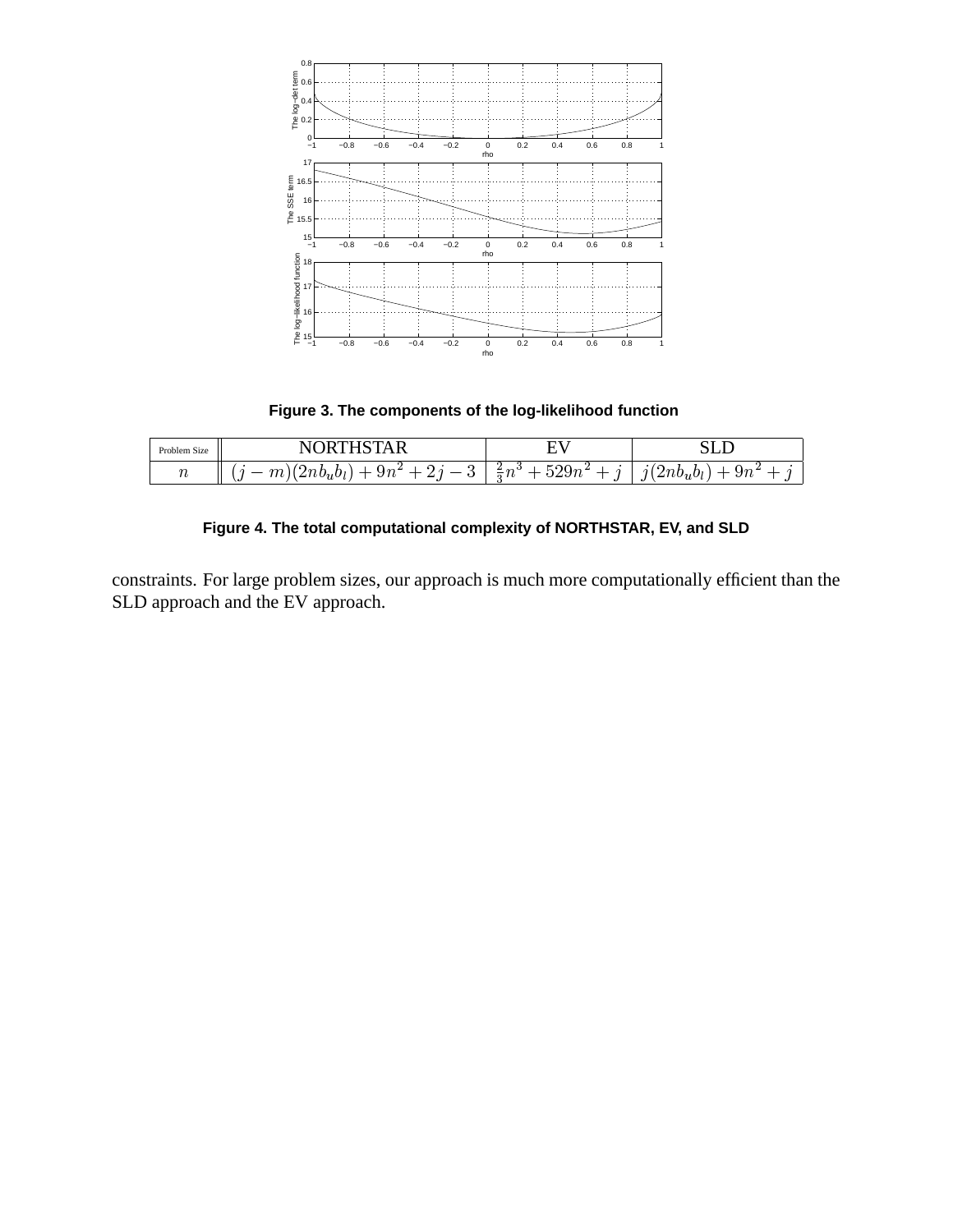0.8
0.6
0.4
0.2
0
The log−det term
−1 −0.8 −0.6 −0.4 −0.2 0 0.2 0.4 0.6 0.8 1
rho

17
16.5
16
15.5
15
The SSE term
−1 −0.8 −0.6 −0.4 −0.2 0 0.2 0.4 0.6 0.8 1
rho

18
17
16
15
The log−likelihood function
−1 −0.8 −0.6 −0.4 −0.2 0 0.2 0.4 0.6 0.8 1
rho

**Figure 3. The components of the log-likelihood function**

| Problem Size | NORTHSTAR | EV | SLD |
|---|---|---|---|
| $n$ | $(j-m)(2nb_ub_l)+9n^2+2j-3$ | $\frac{2}{3}n^3+529n^2+j$ | $j(2nb_ub_l)+9n^2+j$ |

**Figure 4. The total computational complexity of NORTHSTAR, EV, and SLD**

constraints. For large problem sizes, our approach is much more computationally efficient than the SLD approach and the EV approach.